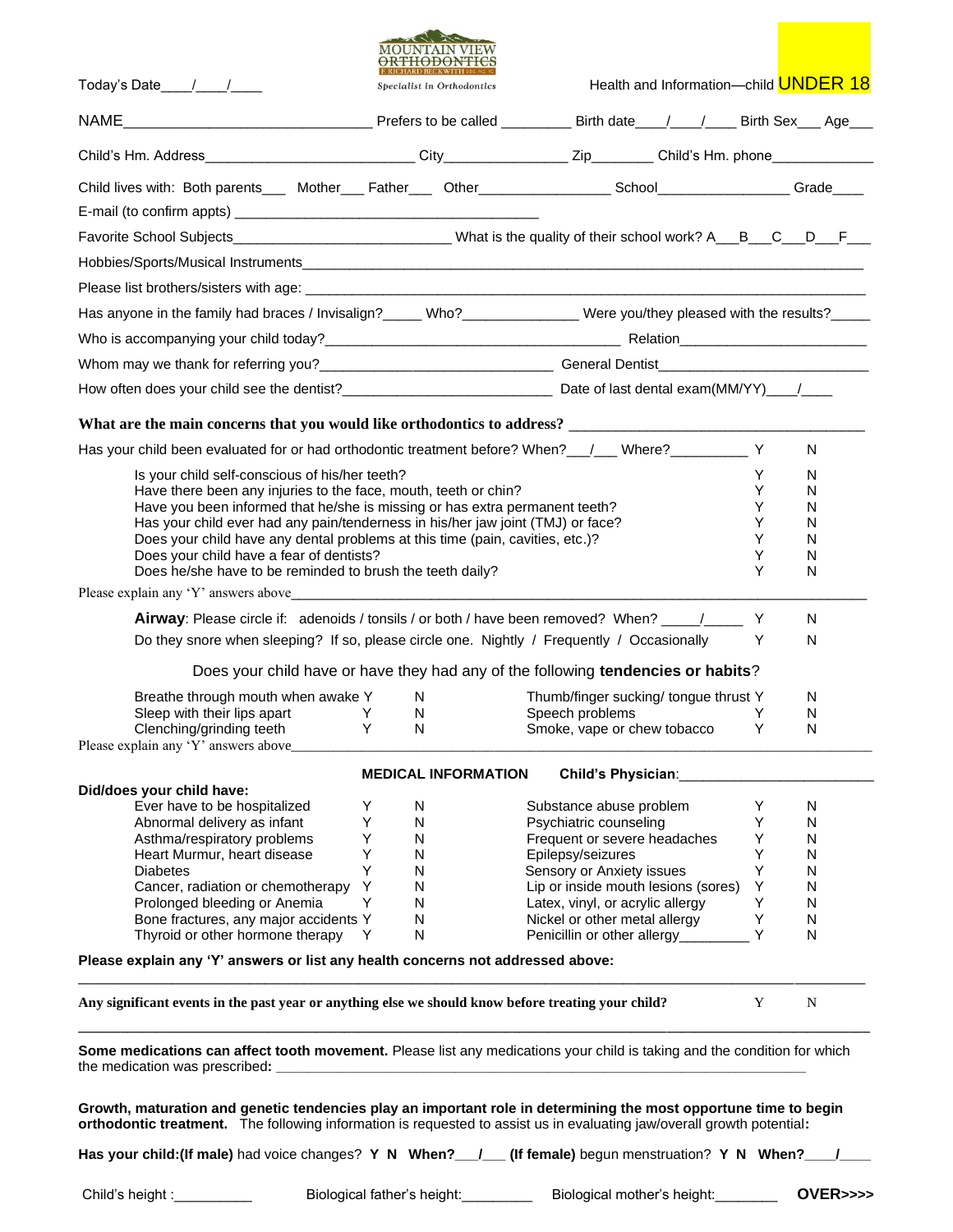MOUNTAIN VIEW ORTHODONTICS
F. RICHARD BECKWITH DDS, MS, PC
*Specialist in Orthodontics*

Today's Date\_\_\_\_/\_\_\_\_/\_\_\_\_

Health and Information—child **UNDER 18**

NAME\_\_\_\_\_\_\_\_\_\_\_\_\_\_\_\_\_\_\_\_\_\_\_\_\_\_\_\_\_\_ Prefers to be called \_\_\_\_\_\_\_\_\_ Birth date\_\_\_\_/\_\_\_\_/\_\_\_\_ Birth Sex\_\_\_ Age\_\_\_

Child's Hm. Address\_\_\_\_\_\_\_\_\_\_\_\_\_\_\_\_\_\_\_\_\_\_\_\_\_\_ City\_\_\_\_\_\_\_\_\_\_\_\_\_\_\_\_ Zip\_\_\_\_\_\_\_\_ Child's Hm. phone\_\_\_\_\_\_\_\_\_\_\_\_\_

Child lives with: Both parents\_\_\_ Mother\_\_\_ Father\_\_\_ Other\_\_\_\_\_\_\_\_\_\_\_\_\_\_\_\_\_ School\_\_\_\_\_\_\_\_\_\_\_\_\_\_\_\_\_ Grade\_\_\_\_

E-mail (to confirm appts) \_\_\_\_\_\_\_\_\_\_\_\_\_\_\_\_\_\_\_\_\_\_\_\_\_\_\_\_\_\_\_\_\_\_\_\_\_\_

Favorite School Subjects\_\_\_\_\_\_\_\_\_\_\_\_\_\_\_\_\_\_\_\_\_\_\_\_\_\_\_\_ What is the quality of their school work? A\_\_\_B\_\_\_C\_\_\_D\_\_\_F\_\_\_

Hobbies/Sports/Musical Instruments\_\_\_\_\_\_\_\_\_\_\_\_\_\_\_\_\_\_\_\_\_\_\_\_\_\_\_\_\_\_\_\_\_\_\_\_\_\_\_\_\_\_\_\_\_\_\_\_\_\_\_\_\_\_\_\_\_\_\_\_\_\_\_\_\_\_\_\_\_\_

Please list brothers/sisters with age: \_\_\_\_\_\_\_\_\_\_\_\_\_\_\_\_\_\_\_\_\_\_\_\_\_\_\_\_\_\_\_\_\_\_\_\_\_\_\_\_\_\_\_\_\_\_\_\_\_\_\_\_\_\_\_\_\_\_\_\_\_\_\_\_\_\_\_\_\_

Has anyone in the family had braces / Invisalign?\_\_\_\_\_ Who?\_\_\_\_\_\_\_\_\_\_\_\_\_\_\_ Were you/they pleased with the results?\_\_\_\_\_

Who is accompanying your child today?\_\_\_\_\_\_\_\_\_\_\_\_\_\_\_\_\_\_\_\_\_\_\_\_\_\_\_\_\_\_\_\_\_\_\_\_\_\_\_ Relation\_\_\_\_\_\_\_\_\_\_\_\_\_\_\_\_\_\_\_\_\_\_\_\_\_\_

Whom may we thank for referring you?\_\_\_\_\_\_\_\_\_\_\_\_\_\_\_\_\_\_\_\_\_\_\_\_\_\_\_\_\_\_\_ General Dentist\_\_\_\_\_\_\_\_\_\_\_\_\_\_\_\_\_\_\_\_\_\_\_\_\_\_

How often does your child see the dentist?\_\_\_\_\_\_\_\_\_\_\_\_\_\_\_\_\_\_\_\_\_\_\_\_\_\_\_\_ Date of last dental exam(MM/YY)\_\_\_\_/\_\_\_\_

**What are the main concerns that you would like orthodontics to address?** \_\_\_\_\_\_\_\_\_\_\_\_\_\_\_\_\_\_\_\_\_\_\_\_\_\_\_\_\_\_\_\_\_\_\_\_\_\_

Has your child been evaluated for or had orthodontic treatment before? When?\_\_\_/\_\_\_ Where?\_\_\_\_\_\_\_\_\_\_ Y N

| | | |
|---|---|---|
| Is your child self-conscious of his/her teeth? | Y | N |
| Have there been any injuries to the face, mouth, teeth or chin? | Y | N |
| Have you been informed that he/she is missing or has extra permanent teeth? | Y | N |
| Has your child ever had any pain/tenderness in his/her jaw joint (TMJ) or face? | Y | N |
| Does your child have any dental problems at this time (pain, cavities, etc.)? | Y | N |
| Does your child have a fear of dentists? | Y | N |
| Does he/she have to be reminded to brush the teeth daily? | Y | N |

Please explain any 'Y' answers above\_\_\_\_\_\_\_\_\_\_\_\_\_\_\_\_\_\_\_\_\_\_\_\_\_\_\_\_\_\_\_\_\_\_\_\_\_\_\_\_\_\_\_\_\_\_\_\_\_\_\_\_\_\_\_\_\_\_\_\_\_\_\_\_\_\_\_\_\_\_

**Airway**: Please circle if: adenoids / tonsils / or both / have been removed? When? \_\_\_\_\_/\_\_\_\_\_ Y N

Do they snore when sleeping? If so, please circle one. Nightly / Frequently / Occasionally Y N

Does your child have or have they had any of the following **tendencies or habits**?

| | | | | | |
|---|---|---|---|---|---|
| Breathe through mouth when awake | Y | N | Thumb/finger sucking/ tongue thrust | Y | N |
| Sleep with their lips apart | Y | N | Speech problems | Y | N |
| Clenching/grinding teeth | Y | N | Smoke, vape or chew tobacco | Y | N |

Please explain any 'Y' answers above\_\_\_\_\_\_\_\_\_\_\_\_\_\_\_\_\_\_\_\_\_\_\_\_\_\_\_\_\_\_\_\_\_\_\_\_\_\_\_\_\_\_\_\_\_\_\_\_\_\_\_\_\_\_\_\_\_\_\_\_\_\_\_\_\_\_\_\_\_\_

**MEDICAL INFORMATION** **Child's Physician**:\_\_\_\_\_\_\_\_\_\_\_\_\_\_\_\_\_\_\_\_\_\_\_\_\_\_

**Did/does your child have:**

| | | | | | |
|---|---|---|---|---|---|
| Ever have to be hospitalized | Y | N | Substance abuse problem | Y | N |
| Abnormal delivery as infant | Y | N | Psychiatric counseling | Y | N |
| Asthma/respiratory problems | Y | N | Frequent or severe headaches | Y | N |
| Heart Murmur, heart disease | Y | N | Epilepsy/seizures | Y | N |
| Diabetes | Y | N | Sensory or Anxiety issues | Y | N |
| Cancer, radiation or chemotherapy | Y | N | Lip or inside mouth lesions (sores) | Y | N |
| Prolonged bleeding or Anemia | Y | N | Latex, vinyl, or acrylic allergy | Y | N |
| Bone fractures, any major accidents | Y | N | Nickel or other metal allergy | Y | N |
| Thyroid or other hormone therapy | Y | N | Penicillin or other allergy\_\_\_\_\_\_\_\_\_ | Y | N |

**Please explain any 'Y' answers or list any health concerns not addressed above:**

\_\_\_\_\_\_\_\_\_\_\_\_\_\_\_\_\_\_\_\_\_\_\_\_\_\_\_\_\_\_\_\_\_\_\_\_\_\_\_\_\_\_\_\_\_\_\_\_\_\_\_\_\_\_\_\_\_\_\_\_\_\_\_\_\_\_\_\_\_\_\_\_\_\_\_\_\_\_\_\_\_\_\_\_\_\_\_\_\_\_\_\_\_\_\_\_\_\_\_

**Any significant events in the past year or anything else we should know before treating your child?** Y N

\_\_\_\_\_\_\_\_\_\_\_\_\_\_\_\_\_\_\_\_\_\_\_\_\_\_\_\_\_\_\_\_\_\_\_\_\_\_\_\_\_\_\_\_\_\_\_\_\_\_\_\_\_\_\_\_\_\_\_\_\_\_\_\_\_\_\_\_\_\_\_\_\_\_\_\_\_\_\_\_\_\_\_\_\_\_\_\_\_\_\_\_\_\_\_\_\_\_\_

**Some medications can affect tooth movement.** Please list any medications your child is taking and the condition for which the medication was prescribed**:** \_\_\_\_\_\_\_\_\_\_\_\_\_\_\_\_\_\_\_\_\_\_\_\_\_\_\_\_\_\_\_\_\_\_\_\_\_\_\_\_\_\_\_\_\_\_\_\_\_\_\_\_\_\_\_\_\_\_\_\_\_\_\_\_\_\_\_\_\_\_

**Growth, maturation and genetic tendencies play an important role in determining the most opportune time to begin orthodontic treatment.** The following information is requested to assist us in evaluating jaw/overall growth potential**:**

**Has your child:(If male)** had voice changes? **Y N When?\_\_\_/\_\_\_ (If female)** begun menstruation? **Y N When?\_\_\_\_/\_\_\_\_**

Child's height :\_\_\_\_\_\_\_\_\_\_ Biological father's height:\_\_\_\_\_\_\_\_\_ Biological mother's height:\_\_\_\_\_\_\_\_ **OVER>>>>**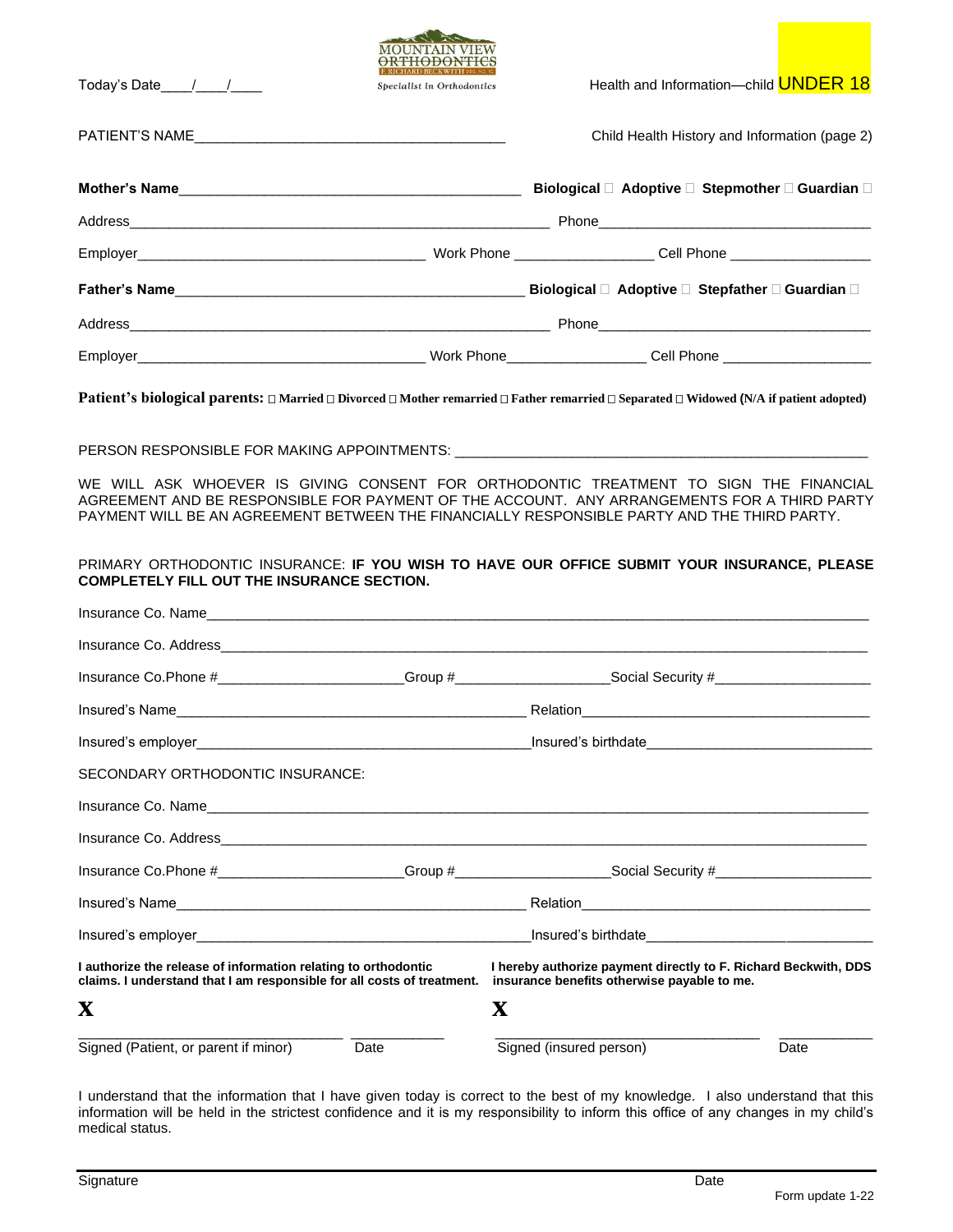Today's Date____/____/____

MOUNTAIN VIEW ORTHODONTICS
F. RICHARD BECKWITH DDS, MS, PC
Specialist in Orthodontics

Health and Information—child UNDER 18

PATIENT'S NAME_______________________________________

Child Health History and Information (page 2)

**Mother's Name**___________________________________________ **Biological** ☐ **Adoptive** ☐ **Stepmother** ☐ **Guardian** ☐

Address______________________________________________________ Phone___________________________________

Employer____________________________________ Work Phone _________________ Cell Phone __________________

**Father's Name**___________________________________________ **Biological** ☐ **Adoptive** ☐ **Stepfather** ☐ **Guardian** ☐

Address______________________________________________________ Phone___________________________________

Employer____________________________________ Work Phone_________________ Cell Phone ___________________

**Patient's biological parents:** ☐ **Married** ☐ **Divorced** ☐ **Mother remarried** ☐ **Father remarried** ☐ **Separated** ☐ **Widowed (N/A if patient adopted)**

PERSON RESPONSIBLE FOR MAKING APPOINTMENTS: _____________________________________________________

WE WILL ASK WHOEVER IS GIVING CONSENT FOR ORTHODONTIC TREATMENT TO SIGN THE FINANCIAL AGREEMENT AND BE RESPONSIBLE FOR PAYMENT OF THE ACCOUNT. ANY ARRANGEMENTS FOR A THIRD PARTY PAYMENT WILL BE AN AGREEMENT BETWEEN THE FINANCIALLY RESPONSIBLE PARTY AND THE THIRD PARTY.

PRIMARY ORTHODONTIC INSURANCE: **IF YOU WISH TO HAVE OUR OFFICE SUBMIT YOUR INSURANCE, PLEASE COMPLETELY FILL OUT THE INSURANCE SECTION.**

Insurance Co. Name______________________________________________________________________________________

Insurance Co. Address____________________________________________________________________________________

Insurance Co.Phone #_______________________Group #___________________Social Security #____________________

Insured's Name_____________________________________________ Relation______________________________________

Insured's employer__________________________________________Insured's birthdate____________________________

SECONDARY ORTHODONTIC INSURANCE:

Insurance Co. Name______________________________________________________________________________________

Insurance Co. Address____________________________________________________________________________________

Insurance Co.Phone #_______________________Group #___________________Social Security #____________________

Insured's Name_____________________________________________ Relation______________________________________

Insured's employer__________________________________________Insured's birthdate____________________________

**I authorize the release of information relating to orthodontic claims. I understand that I am responsible for all costs of treatment.**

**I hereby authorize payment directly to F. Richard Beckwith, DDS insurance benefits otherwise payable to me.**

**X** _________________________________ ___________
Signed (Patient, or parent if minor) Date

**X** _________________________________ ___________
Signed (insured person) Date

I understand that the information that I have given today is correct to the best of my knowledge. I also understand that this information will be held in the strictest confidence and it is my responsibility to inform this office of any changes in my child's medical status.

Signature Date

Form update 1-22